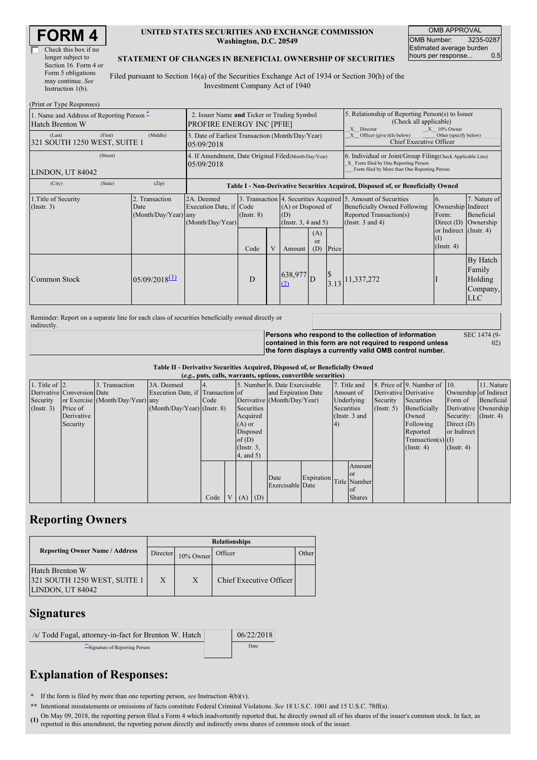# FORM 4

☐ Check this box if no longer subject to Section 16. Form 4 or Form 5 obligations may continue. *See* Instruction 1(b).

**UNITED STATES SECURITIES AND EXCHANGE COMMISSION**
**Washington, D.C. 20549**

**STATEMENT OF CHANGES IN BENEFICIAL OWNERSHIP OF SECURITIES**

Filed pursuant to Section 16(a) of the Securities Exchange Act of 1934 or Section 30(h) of the Investment Company Act of 1940

| OMB APPROVAL | |
|---|---|
| OMB Number: | 3235-0287 |
| Estimated average burden hours per response... | 0.5 |

(Print or Type Responses)

| 1. Name and Address of Reporting Person * | 2. Issuer Name **and** Ticker or Trading Symbol | 5. Relationship of Reporting Person(s) to Issuer (Check all applicable) |
|---|---|---|
| Hatch Brenton W | PROFIRE ENERGY INC [PFIE] | X Director X 10% Owner |
| (Last) (First) (Middle) 321 SOUTH 1250 WEST, SUITE 1 | 3. Date of Earliest Transaction (Month/Day/Year) 05/09/2018 | X Officer (give title below) Other (specify below) Chief Executive Officer |
| (Street) LINDON, UT 84042 | 4. If Amendment, Date Original Filed(Month/Day/Year) 05/09/2018 | 6. Individual or Joint/Group Filing(Check Applicable Line) X Form filed by One Reporting Person; Form filed by More than One Reporting Person |
| (City) (State) (Zip) | | |

**Table I - Non-Derivative Securities Acquired, Disposed of, or Beneficially Owned**

| 1.Title of Security (Instr. 3) | 2. Transaction Date (Month/Day/Year) | 2A. Deemed Execution Date, if any (Month/Day/Year) | 3. Transaction Code (Instr. 8) Code | V | 4. Securities Acquired (A) or Disposed of (D) (Instr. 3, 4 and 5) Amount | (A) or (D) | Price | 5. Amount of Securities Beneficially Owned Following Reported Transaction(s) (Instr. 3 and 4) | 6. Ownership Form: Direct (D) or Indirect (I) (Instr. 4) | 7. Nature of Indirect Beneficial Ownership (Instr. 4) |
|---|---|---|---|---|---|---|---|---|---|---|
| Common Stock | 05/09/2018 (1) | | D | | 638,977 (2) | D | $ 3.13 | 11,337,272 | I | By Hatch Family Holding Company, LLC |

Reminder: Report on a separate line for each class of securities beneficially owned directly or indirectly.

**Persons who respond to the collection of information contained in this form are not required to respond unless the form displays a currently valid OMB control number.** SEC 1474 (9-02)

**Table II - Derivative Securities Acquired, Disposed of, or Beneficially Owned**
**(*e.g.*, puts, calls, warrants, options, convertible securities)**

| 1. Title of Derivative Security (Instr. 3) | 2. Conversion or Exercise Price of Derivative Security | 3. Transaction Date (Month/Day/Year) | 3A. Deemed Execution Date, if any (Month/Day/Year) | 4. Transaction Code (Instr. 8) Code | V | 5. Number of Derivative Securities Acquired (A) or Disposed of (D) (Instr. 3, 4, and 5) (A) | (D) | 6. Date Exercisable and Expiration Date (Month/Day/Year) Date Exercisable | Expiration Date | 7. Title and Amount of Underlying Securities (Instr. 3 and 4) Title | Amount or Number of Shares | 8. Price of Derivative Security (Instr. 5) | 9. Number of Derivative Securities Beneficially Owned Following Reported Transaction(s) (Instr. 4) | 10. Ownership Form of Derivative Security: Direct (D) or Indirect (I) (Instr. 4) | 11. Nature of Indirect Beneficial Ownership (Instr. 4) |
|---|---|---|---|---|---|---|---|---|---|---|---|---|---|---|---|

## Reporting Owners

| Reporting Owner Name / Address | Director | 10% Owner | Officer | Other |
|---|---|---|---|---|
| Hatch Brenton W 321 SOUTH 1250 WEST, SUITE 1 LINDON, UT 84042 | X | X | Chief Executive Officer | |

## Signatures

| /s/ Todd Fugal, attorney-in-fact for Brenton W. Hatch | 06/22/2018 |
|---|---|
| ** Signature of Reporting Person | Date |

## Explanation of Responses:

**\*** If the form is filed by more than one reporting person, *see* Instruction 4(b)(v).

**\*\*** Intentional misstatements or omissions of facts constitute Federal Criminal Violations. *See* 18 U.S.C. 1001 and 15 U.S.C. 78ff(a).

**(1)** On May 09, 2018, the reporting person filed a Form 4 which inadvertently reported that, he directly owned all of his shares of the issuer's common stock. In fact, as reported in this amendment, the reporting person directly and indirectly owns shares of common stock of the issuer.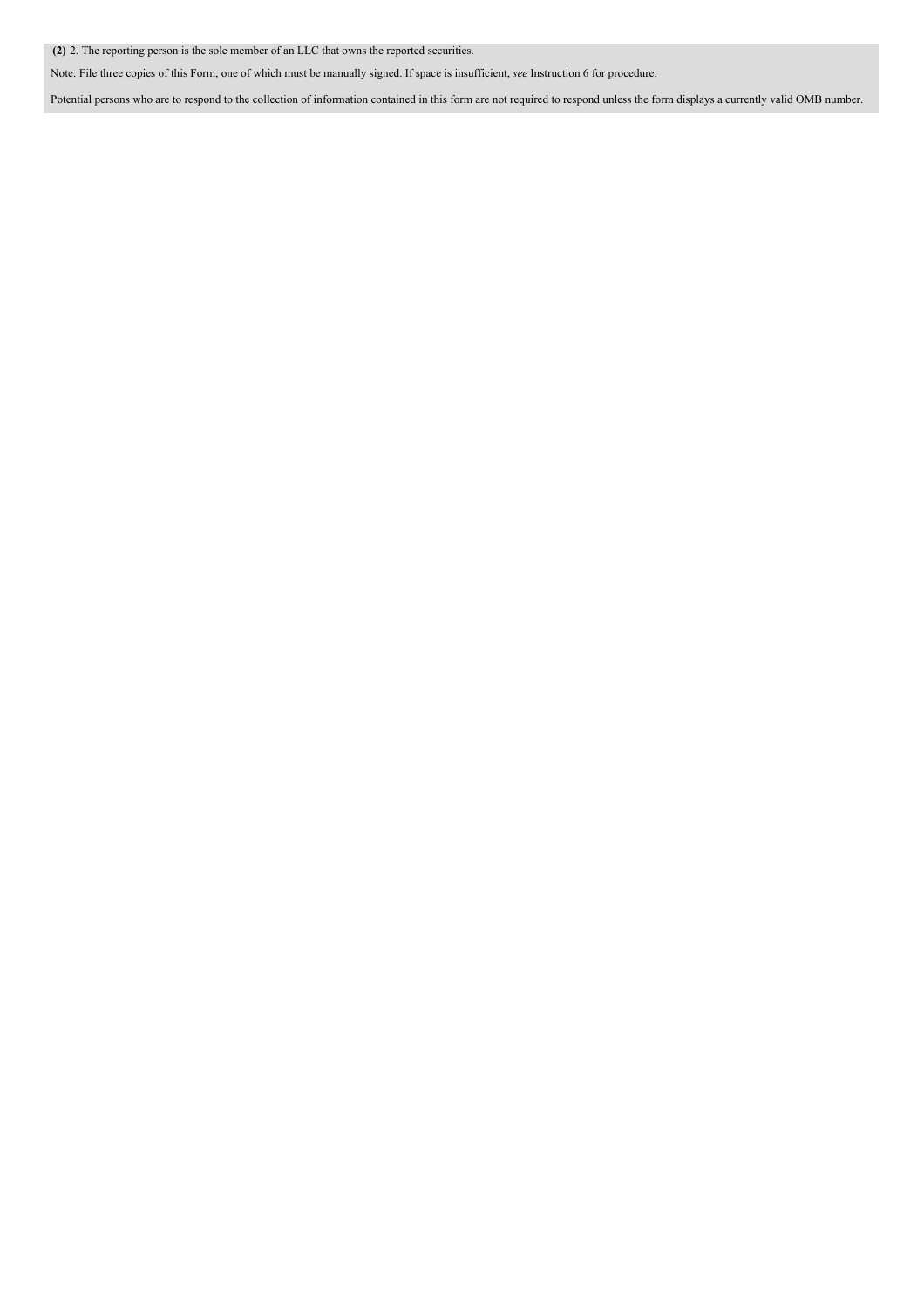**(2)** 2. The reporting person is the sole member of an LLC that owns the reported securities.

Note: File three copies of this Form, one of which must be manually signed. If space is insufficient, *see* Instruction 6 for procedure.

Potential persons who are to respond to the collection of information contained in this form are not required to respond unless the form displays a currently valid OMB number.